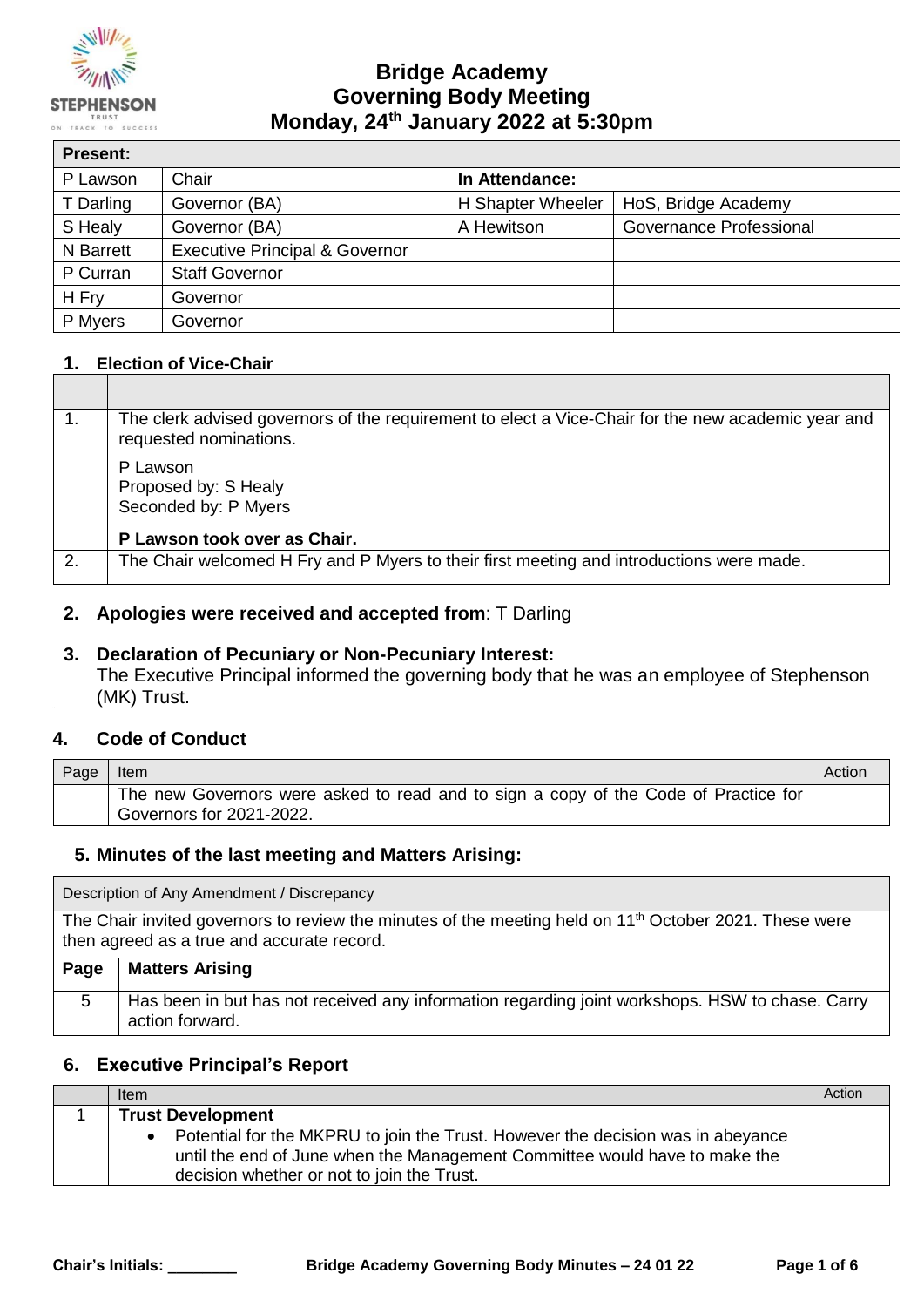# Bridge Academy
# Governing Body Meeting
# Monday, 24th January 2022 at 5:30pm

| Present: | | | |
|---|---|---|---|
| P Lawson | Chair | **In Attendance:** | |
| T Darling | Governor (BA) | H Shapter Wheeler | HoS, Bridge Academy |
| S Healy | Governor (BA) | A Hewitson | Governance Professional |
| N Barrett | Executive Principal & Governor | | |
| P Curran | Staff Governor | | |
| H Fry | Governor | | |
| P Myers | Governor | | |

### 1. Election of Vice-Chair

| | |
|---|---|
| 1. | The clerk advised governors of the requirement to elect a Vice-Chair for the new academic year and requested nominations.<br><br>P Lawson<br>Proposed by: S Healy<br>Seconded by: P Myers<br><br>**P Lawson took over as Chair.** |
| 2. | The Chair welcomed H Fry and P Myers to their first meeting and introductions were made. |

### 2. Apologies were received and accepted from: T Darling

### 3. Declaration of Pecuniary or Non-Pecuniary Interest:

The Executive Principal informed the governing body that he was an employee of Stephenson (MK) Trust.

### 4. Code of Conduct

| Page | Item | Action |
|---|---|---|
| | The new Governors were asked to read and to sign a copy of the Code of Practice for Governors for 2021-2022. | |

### 5. Minutes of the last meeting and Matters Arising:

| Description of Any Amendment / Discrepancy | |
|---|---|
| The Chair invited governors to review the minutes of the meeting held on 11th October 2021. These were then agreed as a true and accurate record. | |
| **Page** | **Matters Arising** |
| 5 | Has been in but has not received any information regarding joint workshops. HSW to chase. Carry action forward. |

### 6. Executive Principal's Report

| | Item | Action |
|---|---|---|
| 1 | **Trust Development**<br>• Potential for the MKPRU to join the Trust. However the decision was in abeyance until the end of June when the Management Committee would have to make the decision whether or not to join the Trust. | |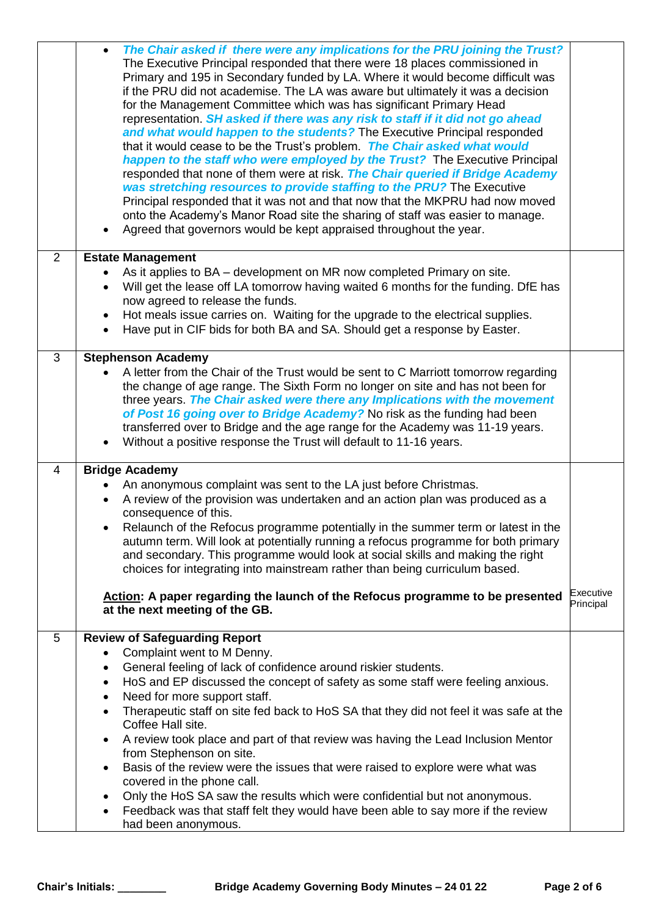| | | |
|---|---|---|
| | • ***The Chair asked if there were any implications for the PRU joining the Trust?*** The Executive Principal responded that there were 18 places commissioned in Primary and 195 in Secondary funded by LA. Where it would become difficult was if the PRU did not academise. The LA was aware but ultimately it was a decision for the Management Committee which was has significant Primary Head representation. ***SH asked if there was any risk to staff if it did not go ahead and what would happen to the students?*** The Executive Principal responded that it would cease to be the Trust's problem. ***The Chair asked what would happen to the staff who were employed by the Trust?*** The Executive Principal responded that none of them were at risk. ***The Chair queried if Bridge Academy was stretching resources to provide staffing to the PRU?*** The Executive Principal responded that it was not and that now that the MKPRU had now moved onto the Academy's Manor Road site the sharing of staff was easier to manage.<br>• Agreed that governors would be kept appraised throughout the year. | |
| 2 | **Estate Management**<br>• As it applies to BA – development on MR now completed Primary on site.<br>• Will get the lease off LA tomorrow having waited 6 months for the funding. DfE has now agreed to release the funds.<br>• Hot meals issue carries on. Waiting for the upgrade to the electrical supplies.<br>• Have put in CIF bids for both BA and SA. Should get a response by Easter. | |
| 3 | **Stephenson Academy**<br>• A letter from the Chair of the Trust would be sent to C Marriott tomorrow regarding the change of age range. The Sixth Form no longer on site and has not been for three years. ***The Chair asked were there any Implications with the movement of Post 16 going over to Bridge Academy?*** No risk as the funding had been transferred over to Bridge and the age range for the Academy was 11-19 years.<br>• Without a positive response the Trust will default to 11-16 years. | |
| 4 | **Bridge Academy**<br>• An anonymous complaint was sent to the LA just before Christmas.<br>• A review of the provision was undertaken and an action plan was produced as a consequence of this.<br>• Relaunch of the Refocus programme potentially in the summer term or latest in the autumn term. Will look at potentially running a refocus programme for both primary and secondary. This programme would look at social skills and making the right choices for integrating into mainstream rather than being curriculum based.<br><br>**Action: A paper regarding the launch of the Refocus programme to be presented at the next meeting of the GB.** | Executive Principal |
| 5 | **Review of Safeguarding Report**<br>• Complaint went to M Denny.<br>• General feeling of lack of confidence around riskier students.<br>• HoS and EP discussed the concept of safety as some staff were feeling anxious.<br>• Need for more support staff.<br>• Therapeutic staff on site fed back to HoS SA that they did not feel it was safe at the Coffee Hall site.<br>• A review took place and part of that review was having the Lead Inclusion Mentor from Stephenson on site.<br>• Basis of the review were the issues that were raised to explore were what was covered in the phone call.<br>• Only the HoS SA saw the results which were confidential but not anonymous.<br>• Feedback was that staff felt they would have been able to say more if the review had been anonymous. | |

Chair's Initials: ________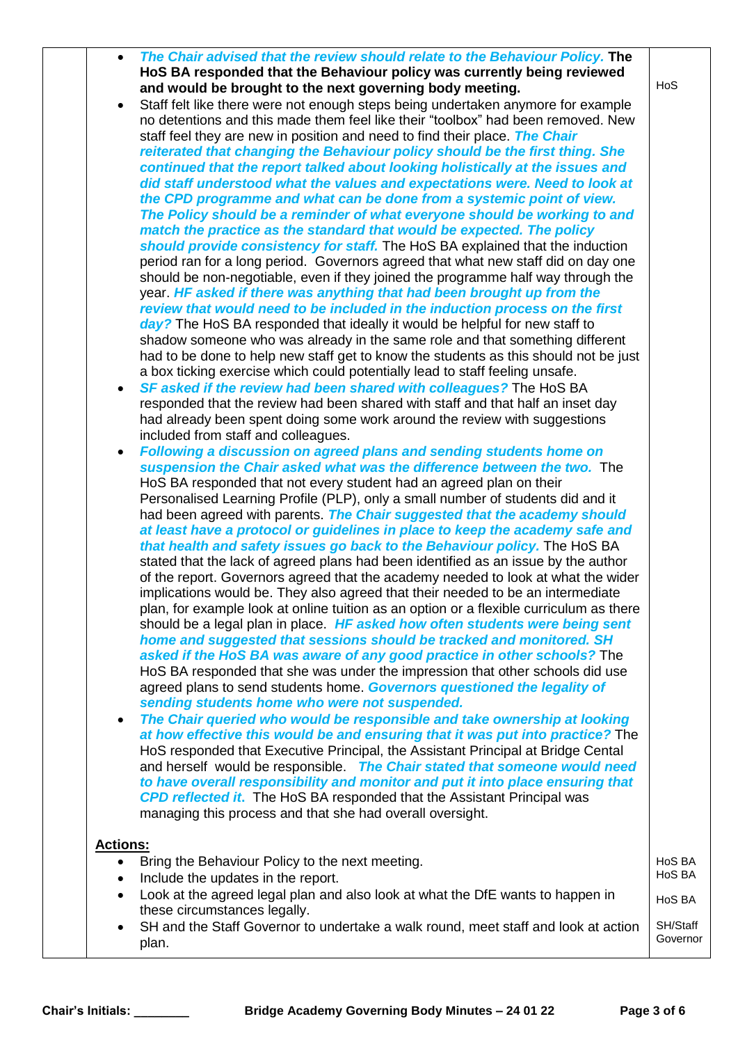| | | |
|---|---|---|
| | - ***The Chair advised that the review should relate to the Behaviour Policy.*** **The HoS BA responded that the Behaviour policy was currently being reviewed and would be brought to the next governing body meeting.**<br>- Staff felt like there were not enough steps being undertaken anymore for example no detentions and this made them feel like their "toolbox" had been removed. New staff feel they are new in position and need to find their place. ***The Chair reiterated that changing the Behaviour policy should be the first thing. She continued that the report talked about looking holistically at the issues and did staff understood what the values and expectations were. Need to look at the CPD programme and what can be done from a systemic point of view. The Policy should be a reminder of what everyone should be working to and match the practice as the standard that would be expected. The policy should provide consistency for staff.*** The HoS BA explained that the induction period ran for a long period. Governors agreed that what new staff did on day one should be non-negotiable, even if they joined the programme half way through the year. ***HF asked if there was anything that had been brought up from the review that would need to be included in the induction process on the first day?*** The HoS BA responded that ideally it would be helpful for new staff to shadow someone who was already in the same role and that something different had to be done to help new staff get to know the students as this should not be just a box ticking exercise which could potentially lead to staff feeling unsafe.<br>- ***SF asked if the review had been shared with colleagues?*** The HoS BA responded that the review had been shared with staff and that half an inset day had already been spent doing some work around the review with suggestions included from staff and colleagues.<br>- ***Following a discussion on agreed plans and sending students home on suspension the Chair asked what was the difference between the two.*** The HoS BA responded that not every student had an agreed plan on their Personalised Learning Profile (PLP), only a small number of students did and it had been agreed with parents. ***The Chair suggested that the academy should at least have a protocol or guidelines in place to keep the academy safe and that health and safety issues go back to the Behaviour policy.*** The HoS BA stated that the lack of agreed plans had been identified as an issue by the author of the report. Governors agreed that the academy needed to look at what the wider implications would be. They also agreed that their needed to be an intermediate plan, for example look at online tuition as an option or a flexible curriculum as there should be a legal plan in place. ***HF asked how often students were being sent home and suggested that sessions should be tracked and monitored. SH asked if the HoS BA was aware of any good practice in other schools?*** The HoS BA responded that she was under the impression that other schools did use agreed plans to send students home. ***Governors questioned the legality of sending students home who were not suspended.***<br>- ***The Chair queried who would be responsible and take ownership at looking at how effective this would be and ensuring that it was put into practice?*** The HoS responded that Executive Principal, the Assistant Principal at Bridge Cental and herself would be responsible. ***The Chair stated that someone would need to have overall responsibility and monitor and put it into place ensuring that CPD reflected it.*** The HoS BA responded that the Assistant Principal was managing this process and that she had overall oversight.<br><br>**Actions:**<br>- Bring the Behaviour Policy to the next meeting.<br>- Include the updates in the report.<br>- Look at the agreed legal plan and also look at what the DfE wants to happen in these circumstances legally.<br>- SH and the Staff Governor to undertake a walk round, meet staff and look at action plan. | HoS<br><br><br><br><br><br><br><br><br><br><br><br><br><br><br><br><br><br><br><br><br><br><br><br><br><br><br><br><br><br><br><br><br><br><br><br><br><br><br><br>HoS BA<br>HoS BA<br>HoS BA<br>SH/Staff Governor |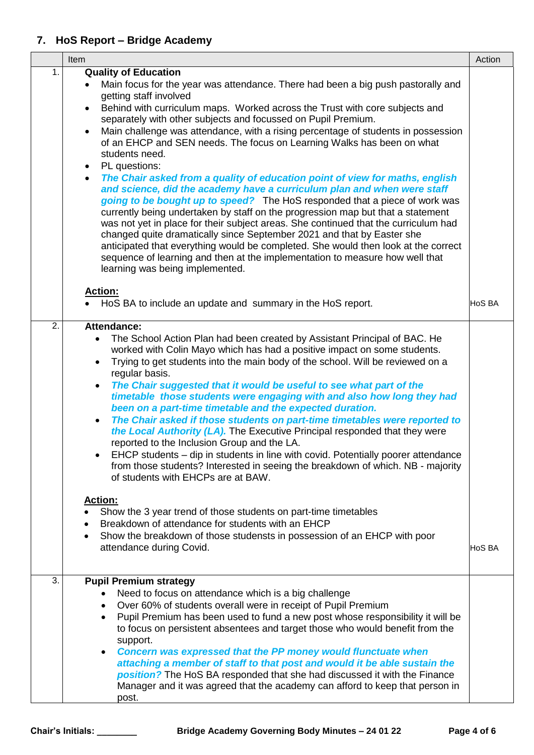## 7. HoS Report – Bridge Academy

| | Item | Action |
|---|---|---|
| 1. | **Quality of Education**<br>• Main focus for the year was attendance. There had been a big push pastorally and getting staff involved<br>• Behind with curriculum maps. Worked across the Trust with core subjects and separately with other subjects and focussed on Pupil Premium.<br>• Main challenge was attendance, with a rising percentage of students in possession of an EHCP and SEN needs. The focus on Learning Walks has been on what students need.<br>• PL questions:<br>• ***The Chair asked from a quality of education point of view for maths, english and science, did the academy have a curriculum plan and when were staff going to be bought up to speed?*** The HoS responded that a piece of work was currently being undertaken by staff on the progression map but that a statement was not yet in place for their subject areas. She continued that the curriculum had changed quite dramatically since September 2021 and that by Easter she anticipated that everything would be completed. She would then look at the correct sequence of learning and then at the implementation to measure how well that learning was being implemented.<br><br>**Action:**<br>• HoS BA to include an update and summary in the HoS report. | HoS BA |
| 2. | **Attendance:**<br>• The School Action Plan had been created by Assistant Principal of BAC. He worked with Colin Mayo which has had a positive impact on some students.<br>• Trying to get students into the main body of the school. Will be reviewed on a regular basis.<br>• ***The Chair suggested that it would be useful to see what part of the timetable those students were engaging with and also how long they had been on a part-time timetable and the expected duration.***<br>• ***The Chair asked if those students on part-time timetables were reported to the Local Authority (LA).*** The Executive Principal responded that they were reported to the Inclusion Group and the LA.<br>• EHCP students – dip in students in line with covid. Potentially poorer attendance from those students? Interested in seeing the breakdown of which. NB - majority of students with EHCPs are at BAW.<br><br>**Action:**<br>• Show the 3 year trend of those students on part-time timetables<br>• Breakdown of attendance for students with an EHCP<br>• Show the breakdown of those studensts in possession of an EHCP with poor attendance during Covid. | HoS BA |
| 3. | **Pupil Premium strategy**<br>• Need to focus on attendance which is a big challenge<br>• Over 60% of students overall were in receipt of Pupil Premium<br>• Pupil Premium has been used to fund a new post whose responsibility it will be to focus on persistent absentees and target those who would benefit from the support.<br>• ***Concern was expressed that the PP money would flunctuate when attaching a member of staff to that post and would it be able sustain the position?*** The HoS BA responded that she had discussed it with the Finance Manager and it was agreed that the academy can afford to keep that person in post. | |

Chair's Initials: ________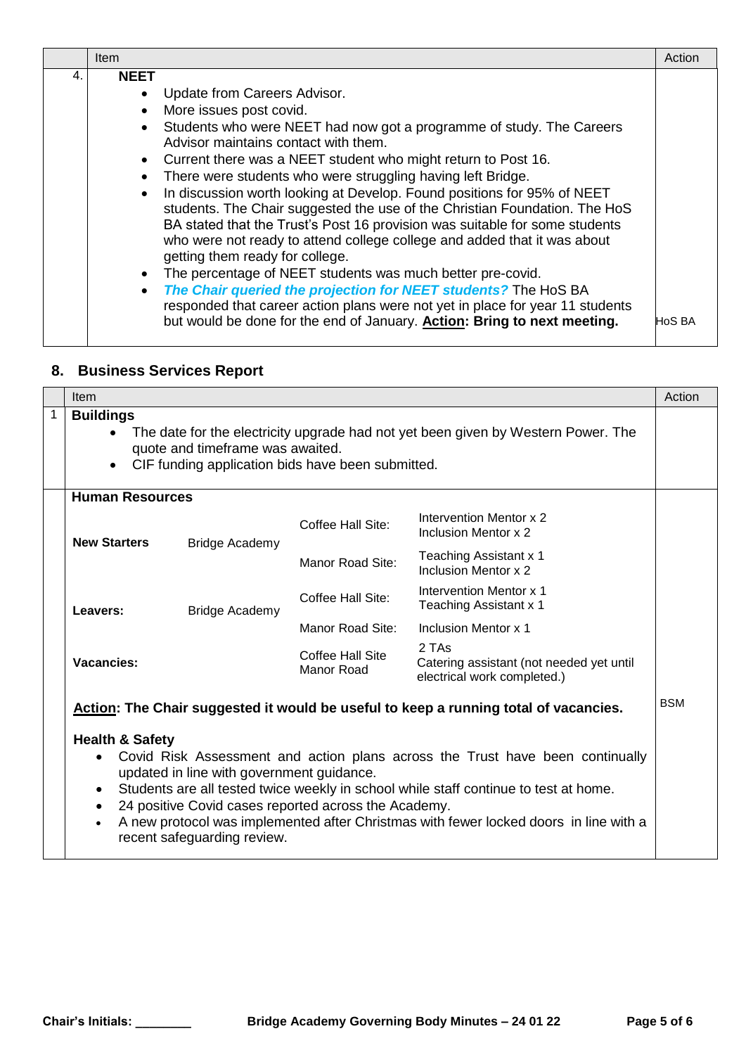| | Item | Action |
|---|---|---|
| 4. | **NEET**<br>• Update from Careers Advisor.<br>• More issues post covid.<br>• Students who were NEET had now got a programme of study. The Careers Advisor maintains contact with them.<br>• Current there was a NEET student who might return to Post 16.<br>• There were students who were struggling having left Bridge.<br>• In discussion worth looking at Develop. Found positions for 95% of NEET students. The Chair suggested the use of the Christian Foundation. The HoS BA stated that the Trust's Post 16 provision was suitable for some students who were not ready to attend college college and added that it was about getting them ready for college.<br>• The percentage of NEET students was much better pre-covid.<br>• ***The Chair queried the projection for NEET students?*** The HoS BA responded that career action plans were not yet in place for year 11 students but would be done for the end of January. **Action: Bring to next meeting.** | HoS BA |

## 8. Business Services Report

| | Item | Action |
|---|---|---|
| 1 | **Buildings**<br>• The date for the electricity upgrade had not yet been given by Western Power. The quote and timeframe was awaited.<br>• CIF funding application bids have been submitted. | |
| | **Human Resources**<br>**New Starters** – Bridge Academy – Coffee Hall Site: Intervention Mentor x 2, Inclusion Mentor x 2; Manor Road Site: Teaching Assistant x 1, Inclusion Mentor x 2<br>**Leavers:** – Bridge Academy – Coffee Hall Site: Intervention Mentor x 1, Teaching Assistant x 1; Manor Road Site: Inclusion Mentor x 1<br>**Vacancies:** – Coffee Hall Site, Manor Road – 2 TAs, Catering assistant (not needed yet until electrical work completed.)<br><br>**Action: The Chair suggested it would be useful to keep a running total of vacancies.**<br><br>**Health & Safety**<br>• Covid Risk Assessment and action plans across the Trust have been continually updated in line with government guidance.<br>• Students are all tested twice weekly in school while staff continue to test at home.<br>• 24 positive Covid cases reported across the Academy.<br>• A new protocol was implemented after Christmas with fewer locked doors in line with a recent safeguarding review. | BSM |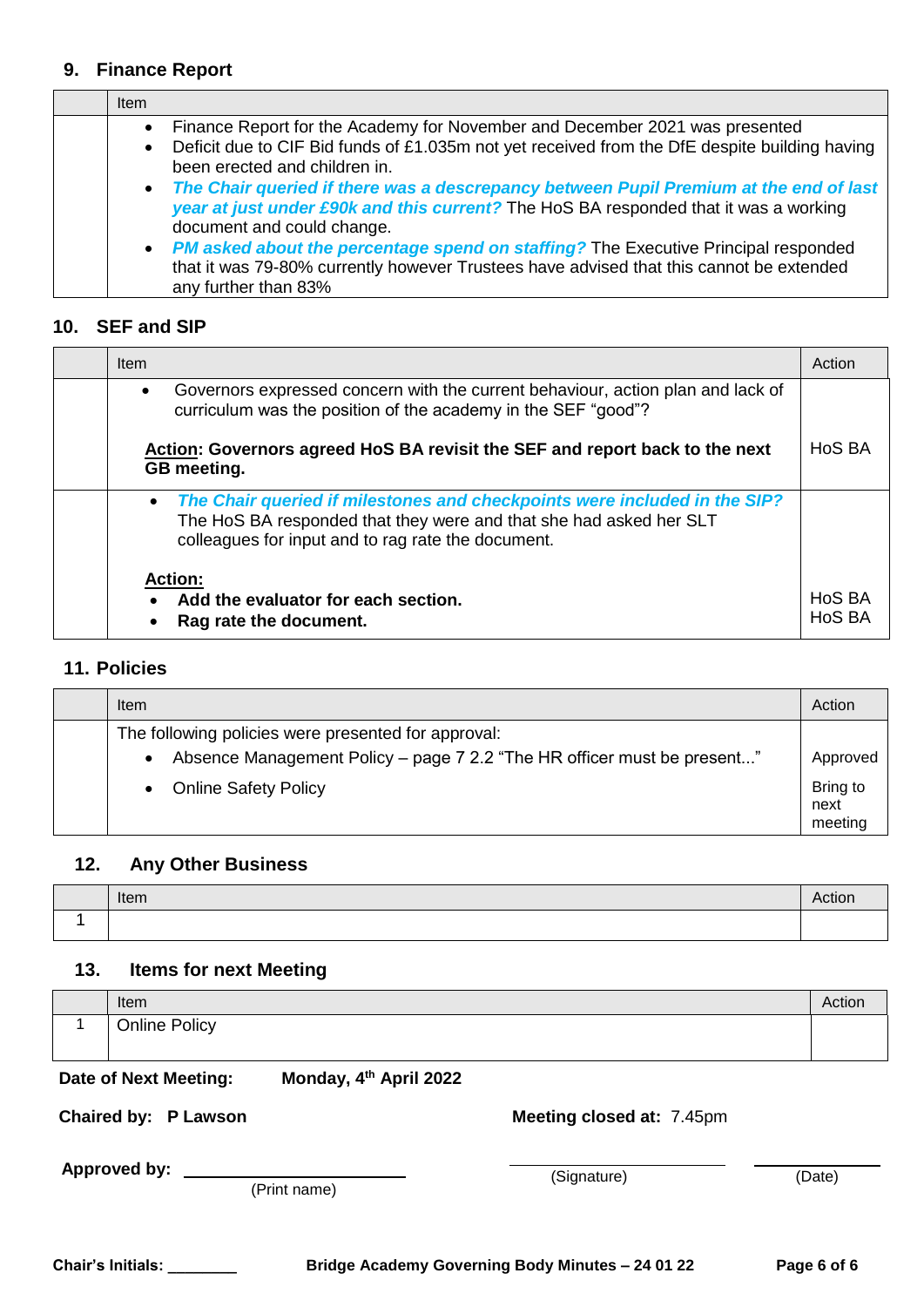## 9. Finance Report

| | Item |
|---|---|
| | • Finance Report for the Academy for November and December 2021 was presented<br>• Deficit due to CIF Bid funds of £1.035m not yet received from the DfE despite building having been erected and children in.<br>• ***The Chair queried if there was a descrepancy between Pupil Premium at the end of last year at just under £90k and this current?*** The HoS BA responded that it was a working document and could change.<br>• ***PM asked about the percentage spend on staffing?*** The Executive Principal responded that it was 79-80% currently however Trustees have advised that this cannot be extended any further than 83% |

## 10. SEF and SIP

| | Item | Action |
|---|---|---|
| | • Governors expressed concern with the current behaviour, action plan and lack of curriculum was the position of the academy in the SEF "good"?<br><br>**<u>Action</u>: Governors agreed HoS BA revisit the SEF and report back to the next GB meeting.** | HoS BA |
| | • ***The Chair queried if milestones and checkpoints were included in the SIP?*** The HoS BA responded that they were and that she had asked her SLT colleagues for input and to rag rate the document.<br><br>**<u>Action:</u>**<br>• **Add the evaluator for each section.**<br>• **Rag rate the document.** | HoS BA<br>HoS BA |

## 11. Policies

| | Item | Action |
|---|---|---|
| | The following policies were presented for approval:<br>• Absence Management Policy – page 7 2.2 "The HR officer must be present..."<br>• Online Safety Policy | Approved<br>Bring to next meeting |

## 12. Any Other Business

| | Item | Action |
|---|---|---|
| 1 | | |

## 13. Items for next Meeting

| | Item | Action |
|---|---|---|
| 1 | Online Policy | |

**Date of Next Meeting:** **Monday, 4th April 2022**

**Chaired by: P Lawson**

**Meeting closed at:** 7.45pm

**Approved by:** ______________________ (Print name) ______________________ (Signature) ____________ (Date)

**Chair's Initials:** ________